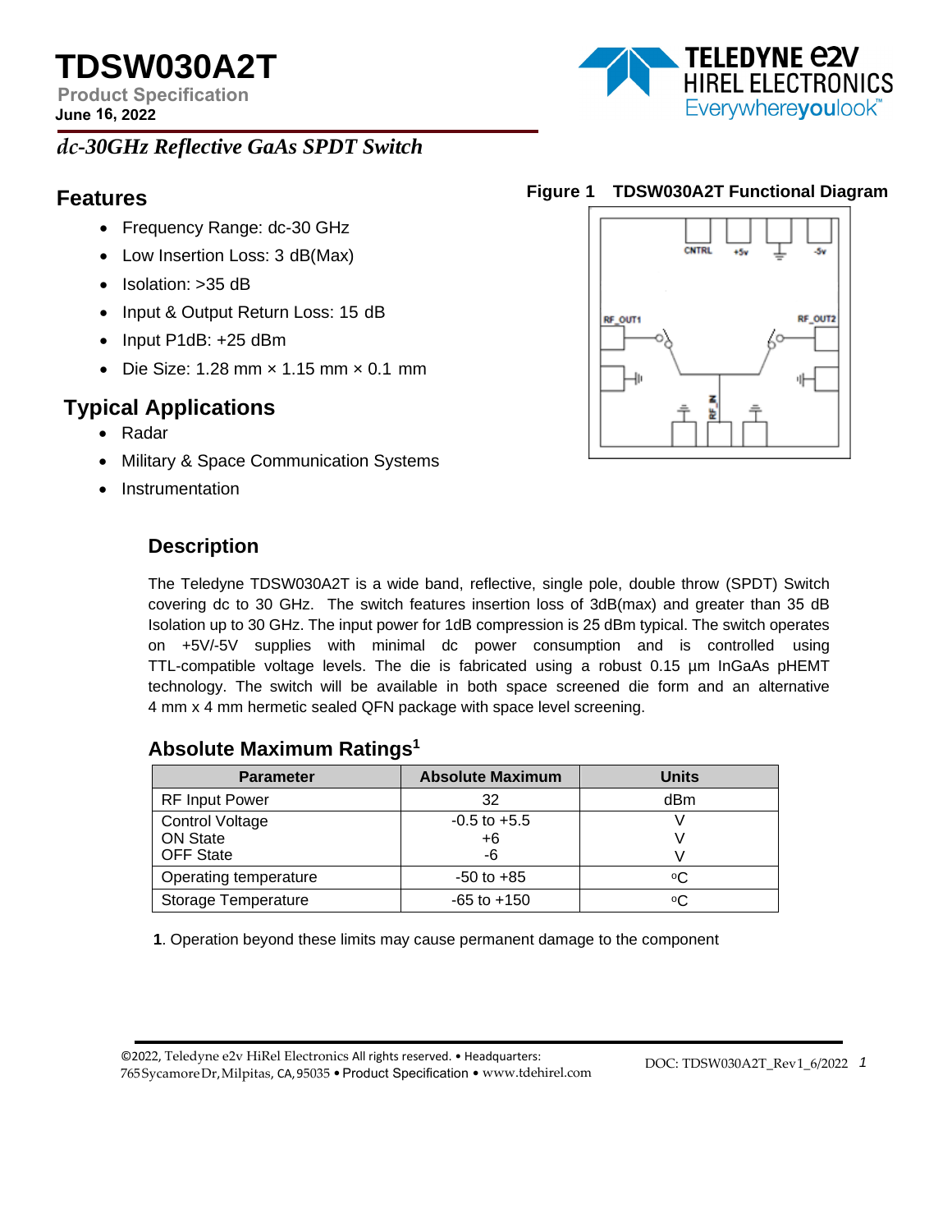# TDSW030A2T

**Product Specification**

**June 16, 2022**

*dc-30GHz Reflective GaAs SPDT Switch*

## Features

- Frequency Range: dc-30 GHz
- Low Insertion Loss: 3 dB(Max)
- Isolation: >35 dB
- Input & Output Return Loss: 15 dB
- Input P1dB: +25 dBm
- Die Size: 1.28 mm × 1.15 mm × 0.1 mm

## Typical Applications

- Radar
- Military & Space Communication Systems
- Instrumentation

**Figure 1 TDSW030A2T Functional Diagram**

## Description

The Teledyne TDSW030A2T is a wide band, reflective, single pole, double throw (SPDT) Switch covering dc to 30 GHz. The switch features insertion loss of 3dB(max) and greater than 35 dB Isolation up to 30 GHz. The input power for 1dB compression is 25 dBm typical. The switch operates on +5V/-5V supplies with minimal dc power consumption and is controlled using TTL-compatible voltage levels. The die is fabricated using a robust 0.15 µm InGaAs pHEMT technology. The switch will be available in both space screened die form and an alternative 4 mm x 4 mm hermetic sealed QFN package with space level screening.

## Absolute Maximum Ratings[1]

| Parameter | Absolute Maximum | Units |
|---|---|---|
| RF Input Power | 32 | dBm |
| Control Voltage<br>ON State<br>OFF State | -0.5 to +5.5<br>+6<br>-6 | V<br>V<br>V |
| Operating temperature | -50 to +85 | °C |
| Storage Temperature | -65 to +150 | °C |

**1**. Operation beyond these limits may cause permanent damage to the component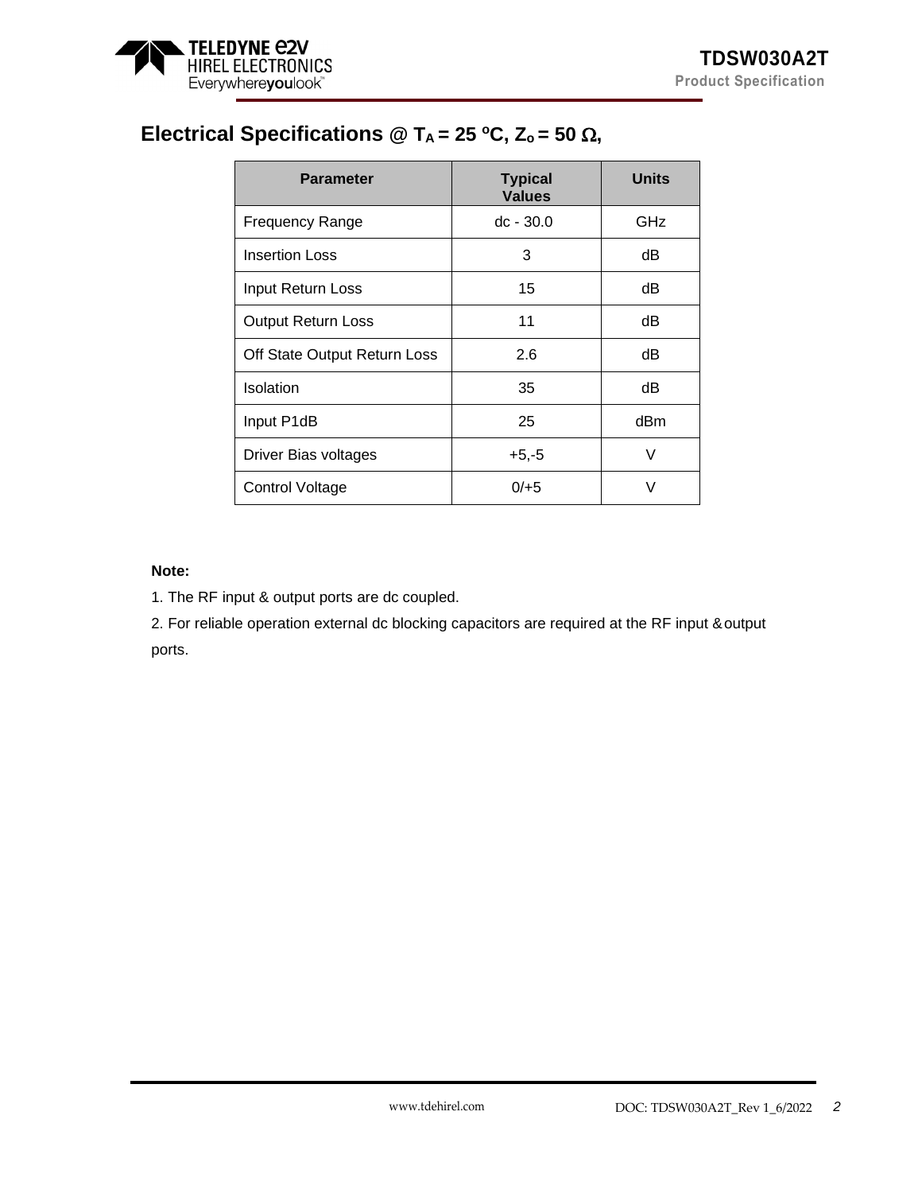## Electrical Specifications @ $T_A$ = 25 ºC, $Z_o$ = 50 Ω,

| Parameter | Typical Values | Units |
|---|---|---|
| Frequency Range | dc - 30.0 | GHz |
| Insertion Loss | 3 | dB |
| Input Return Loss | 15 | dB |
| Output Return Loss | 11 | dB |
| Off State Output Return Loss | 2.6 | dB |
| Isolation | 35 | dB |
| Input P1dB | 25 | dBm |
| Driver Bias voltages | +5,-5 | V |
| Control Voltage | 0/+5 | V |

**Note:**

1. The RF input & output ports are dc coupled.

2. For reliable operation external dc blocking capacitors are required at the RF input & output ports.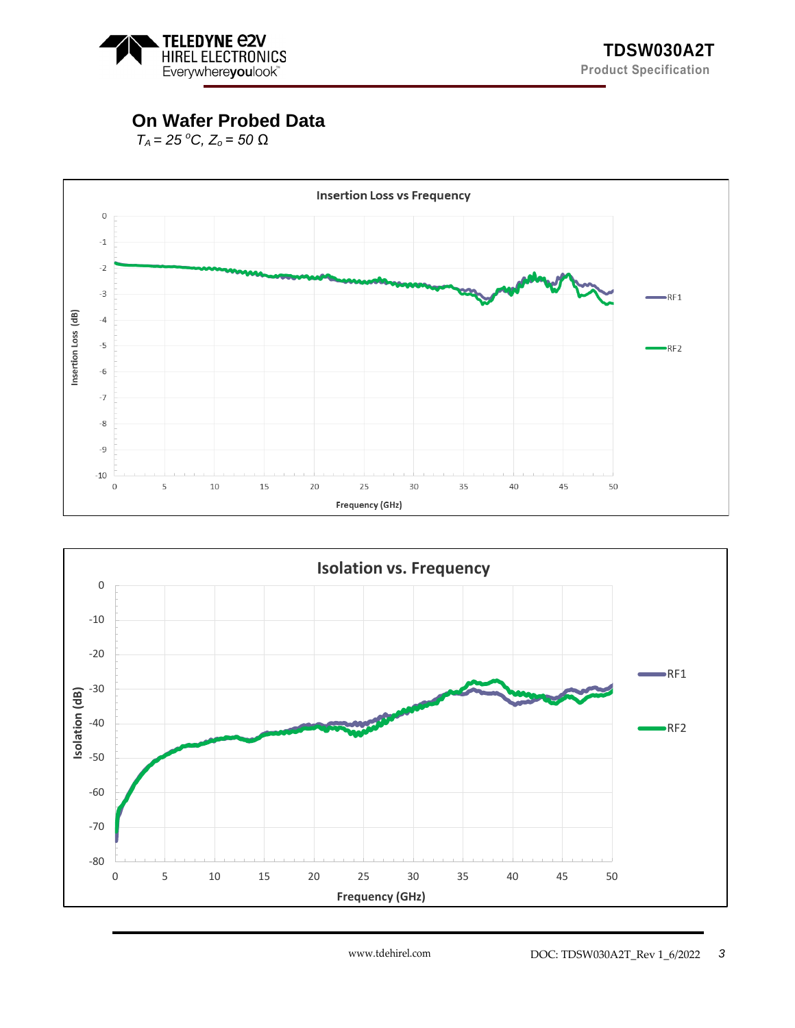## On Wafer Probed Data

$T_A = 25\ ^oC$, $Z_o = 50\ \Omega$

**Insertion Loss vs Frequency**

Insertion Loss (dB)

Frequency (GHz)

RF1

RF2

**Isolation vs. Frequency**

Isolation (dB)

Frequency (GHz)

RF1

RF2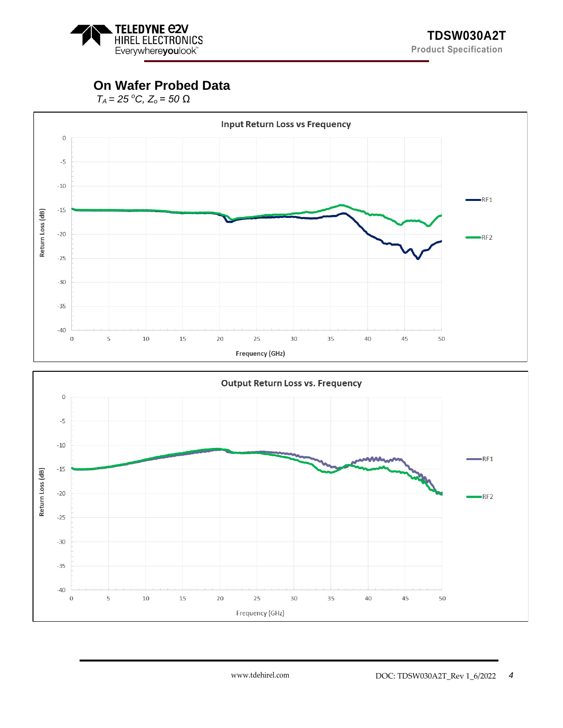## On Wafer Probed Data

$T_A = 25\,^oC$, $Z_o = 50\ \Omega$

**Input Return Loss vs Frequency**

Return Loss (dB)

Frequency (GHz)

RF1

RF2

**Output Return Loss vs. Frequency**

Return Loss (dB)

Frequency (GHz)

RF1

RF2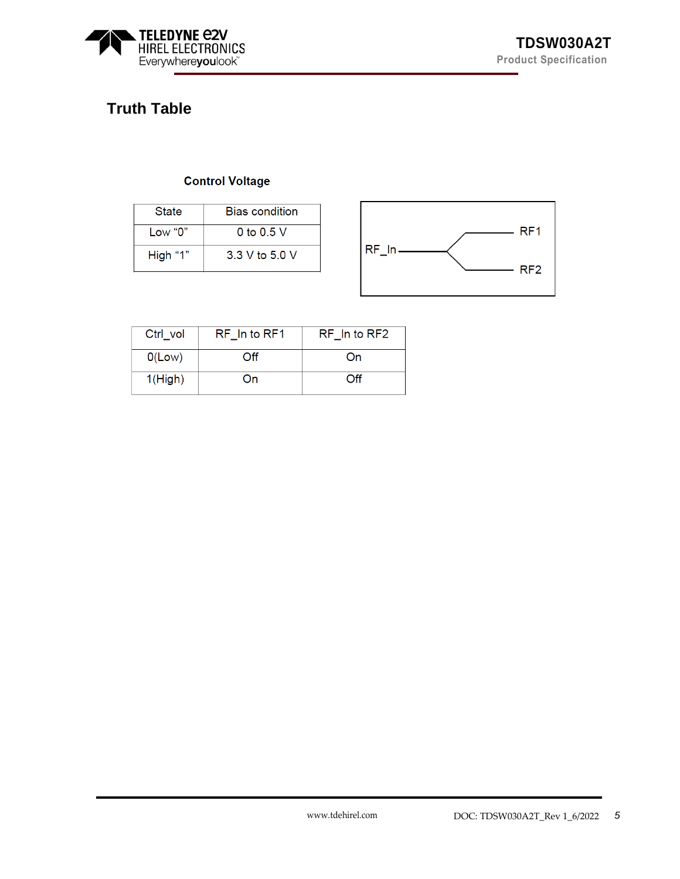## Truth Table

**Control Voltage**

| State | Bias condition |
|---|---|
| Low "0" | 0 to 0.5 V |
| High "1" | 3.3 V to 5.0 V |

RF_In

RF1

RF2

| Ctrl_vol | RF_In to RF1 | RF_In to RF2 |
|---|---|---|
| 0(Low) | Off | On |
| 1(High) | On | Off |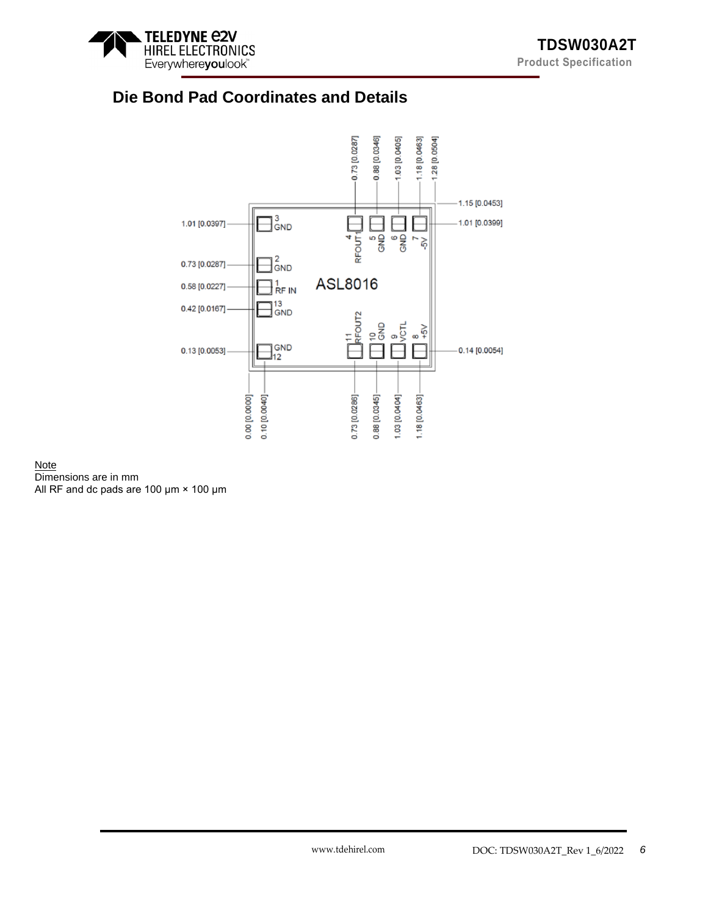## Die Bond Pad Coordinates and Details

Note
Dimensions are in mm
All RF and dc pads are 100 µm × 100 µm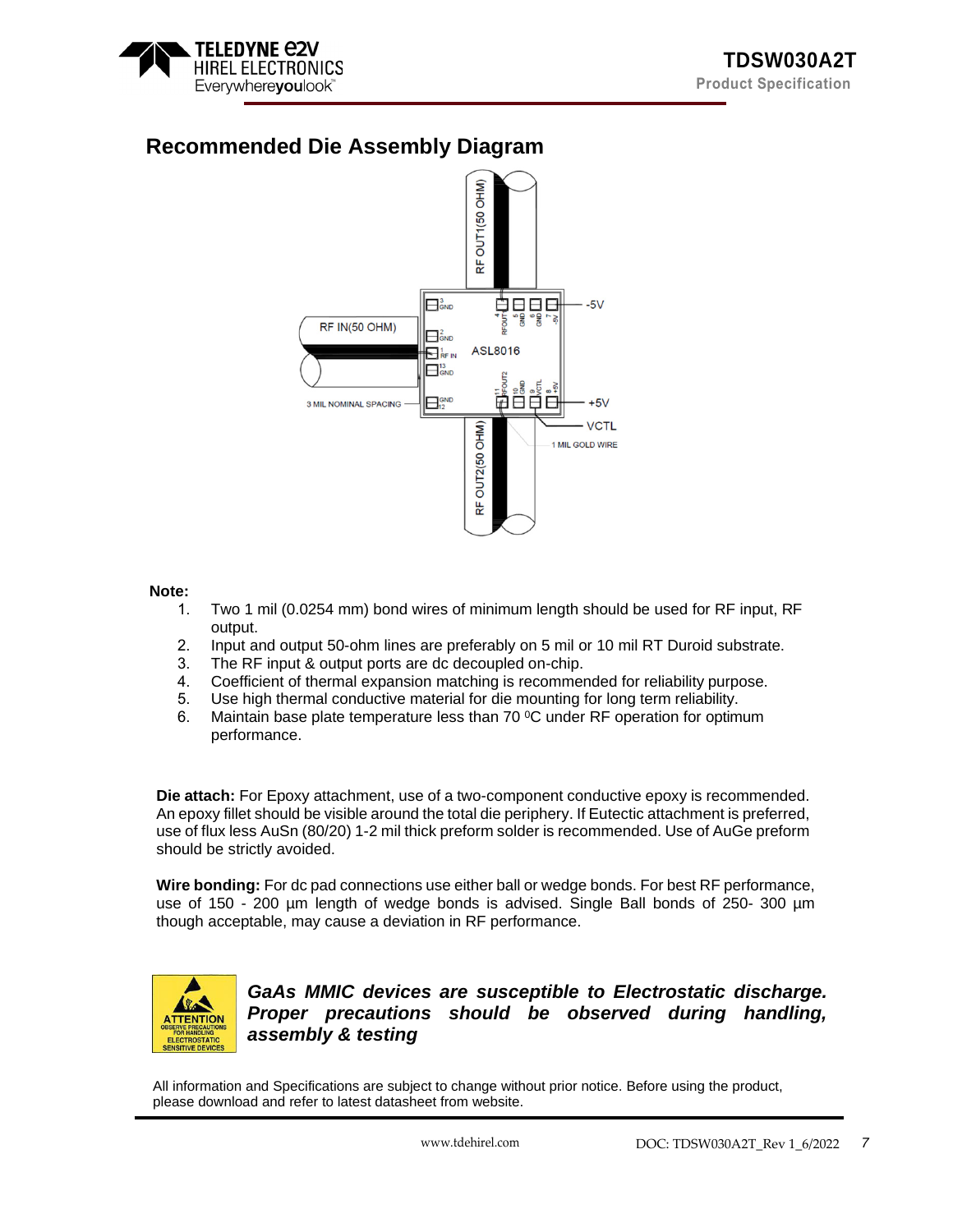## Recommended Die Assembly Diagram

**Note:**

1. Two 1 mil (0.0254 mm) bond wires of minimum length should be used for RF input, RF output.
2. Input and output 50-ohm lines are preferably on 5 mil or 10 mil RT Duroid substrate.
3. The RF input & output ports are dc decoupled on-chip.
4. Coefficient of thermal expansion matching is recommended for reliability purpose.
5. Use high thermal conductive material for die mounting for long term reliability.
6. Maintain base plate temperature less than 70 $^0$C under RF operation for optimum performance.

**Die attach:** For Epoxy attachment, use of a two-component conductive epoxy is recommended. An epoxy fillet should be visible around the total die periphery. If Eutectic attachment is preferred, use of flux less AuSn (80/20) 1-2 mil thick preform solder is recommended. Use of AuGe preform should be strictly avoided.

**Wire bonding:** For dc pad connections use either ball or wedge bonds. For best RF performance, use of 150 - 200 µm length of wedge bonds is advised. Single Ball bonds of 250- 300 µm though acceptable, may cause a deviation in RF performance.

***GaAs MMIC devices are susceptible to Electrostatic discharge. Proper precautions should be observed during handling, assembly & testing***

All information and Specifications are subject to change without prior notice. Before using the product, please download and refer to latest datasheet from website.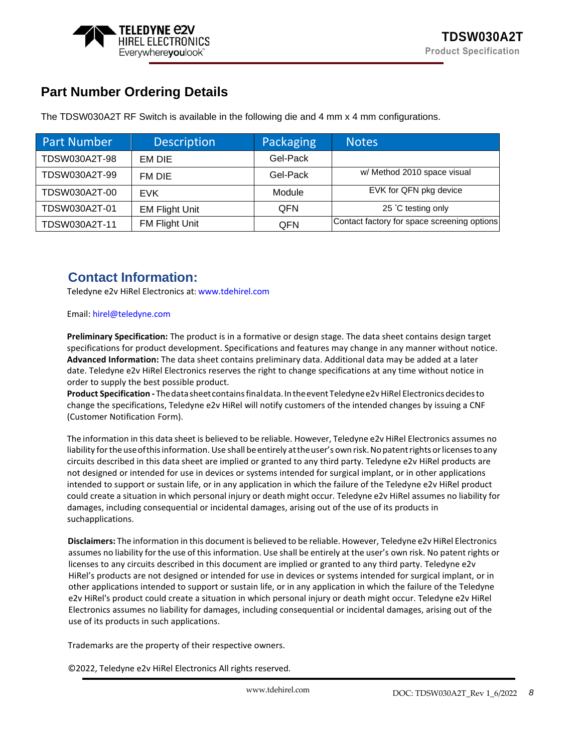## Part Number Ordering Details

The TDSW030A2T RF Switch is available in the following die and 4 mm x 4 mm configurations.

| Part Number | Description | Packaging | Notes |
|---|---|---|---|
| TDSW030A2T-98 | EM DIE | Gel-Pack | |
| TDSW030A2T-99 | FM DIE | Gel-Pack | w/ Method 2010 space visual |
| TDSW030A2T-00 | EVK | Module | EVK for QFN pkg device |
| TDSW030A2T-01 | EM Flight Unit | QFN | 25 ˚C testing only |
| TDSW030A2T-11 | FM Flight Unit | QFN | Contact factory for space screening options |

## Contact Information:

Teledyne e2v HiRel Electronics at: www.tdehirel.com

Email: hirel@teledyne.com

**Preliminary Specification:** The product is in a formative or design stage. The data sheet contains design target specifications for product development. Specifications and features may change in any manner without notice.
**Advanced Information:** The data sheet contains preliminary data. Additional data may be added at a later date. Teledyne e2v HiRel Electronics reserves the right to change specifications at any time without notice in order to supply the best possible product.
**Product Specification -** The data sheet contains final data. In the event Teledyne e2v HiRel Electronics decides to change the specifications, Teledyne e2v HiRel will notify customers of the intended changes by issuing a CNF (Customer Notification Form).

The information in this data sheet is believed to be reliable. However, Teledyne e2v HiRel Electronics assumes no liability for the use of this information. Use shall be entirely at the user's own risk. No patent rights or licenses to any circuits described in this data sheet are implied or granted to any third party. Teledyne e2v HiRel products are not designed or intended for use in devices or systems intended for surgical implant, or in other applications intended to support or sustain life, or in any application in which the failure of the Teledyne e2v HiRel product could create a situation in which personal injury or death might occur. Teledyne e2v HiRel assumes no liability for damages, including consequential or incidental damages, arising out of the use of its products in suchapplications.

**Disclaimers:** The information in this document is believed to be reliable. However, Teledyne e2v HiRel Electronics assumes no liability for the use of this information. Use shall be entirely at the user's own risk. No patent rights or licenses to any circuits described in this document are implied or granted to any third party. Teledyne e2v HiRel's products are not designed or intended for use in devices or systems intended for surgical implant, or in other applications intended to support or sustain life, or in any application in which the failure of the Teledyne e2v HiRel's product could create a situation in which personal injury or death might occur. Teledyne e2v HiRel Electronics assumes no liability for damages, including consequential or incidental damages, arising out of the use of its products in such applications.

Trademarks are the property of their respective owners.

©2022, Teledyne e2v HiRel Electronics All rights reserved.